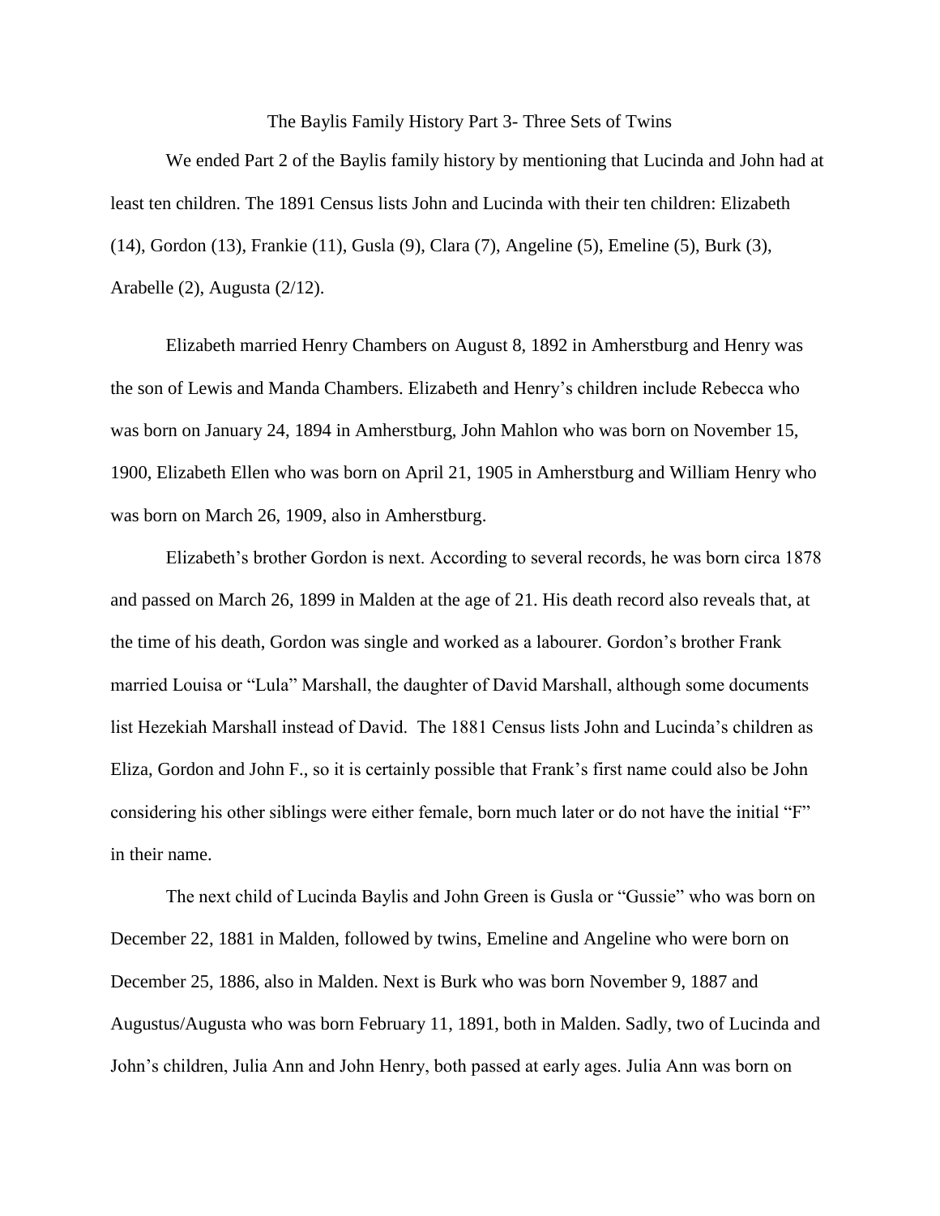# The Baylis Family History Part 3- Three Sets of Twins

We ended Part 2 of the Baylis family history by mentioning that Lucinda and John had at least ten children. The 1891 Census lists John and Lucinda with their ten children: Elizabeth (14), Gordon (13), Frankie (11), Gusla (9), Clara (7), Angeline (5), Emeline (5), Burk (3), Arabelle (2), Augusta (2/12).

Elizabeth married Henry Chambers on August 8, 1892 in Amherstburg and Henry was the son of Lewis and Manda Chambers. Elizabeth and Henry's children include Rebecca who was born on January 24, 1894 in Amherstburg, John Mahlon who was born on November 15, 1900, Elizabeth Ellen who was born on April 21, 1905 in Amherstburg and William Henry who was born on March 26, 1909, also in Amherstburg.

Elizabeth's brother Gordon is next. According to several records, he was born circa 1878 and passed on March 26, 1899 in Malden at the age of 21. His death record also reveals that, at the time of his death, Gordon was single and worked as a labourer. Gordon's brother Frank married Louisa or "Lula" Marshall, the daughter of David Marshall, although some documents list Hezekiah Marshall instead of David. The 1881 Census lists John and Lucinda's children as Eliza, Gordon and John F., so it is certainly possible that Frank's first name could also be John considering his other siblings were either female, born much later or do not have the initial "F" in their name.

The next child of Lucinda Baylis and John Green is Gusla or "Gussie" who was born on December 22, 1881 in Malden, followed by twins, Emeline and Angeline who were born on December 25, 1886, also in Malden. Next is Burk who was born November 9, 1887 and Augustus/Augusta who was born February 11, 1891, both in Malden. Sadly, two of Lucinda and John's children, Julia Ann and John Henry, both passed at early ages. Julia Ann was born on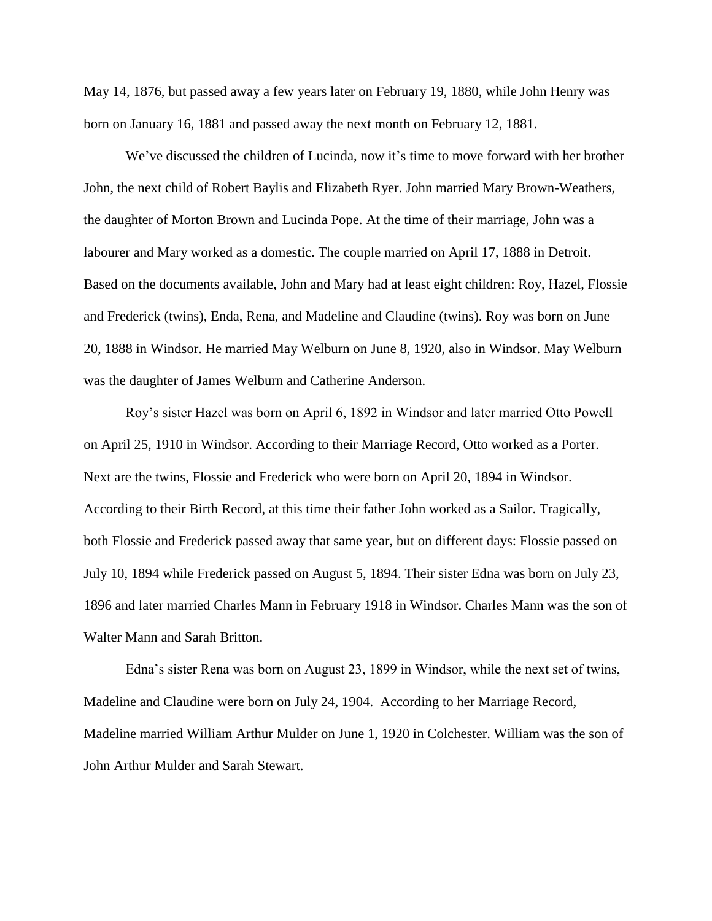May 14, 1876, but passed away a few years later on February 19, 1880, while John Henry was born on January 16, 1881 and passed away the next month on February 12, 1881.

We've discussed the children of Lucinda, now it's time to move forward with her brother John, the next child of Robert Baylis and Elizabeth Ryer. John married Mary Brown-Weathers, the daughter of Morton Brown and Lucinda Pope. At the time of their marriage, John was a labourer and Mary worked as a domestic. The couple married on April 17, 1888 in Detroit. Based on the documents available, John and Mary had at least eight children: Roy, Hazel, Flossie and Frederick (twins), Enda, Rena, and Madeline and Claudine (twins). Roy was born on June 20, 1888 in Windsor. He married May Welburn on June 8, 1920, also in Windsor. May Welburn was the daughter of James Welburn and Catherine Anderson.

Roy's sister Hazel was born on April 6, 1892 in Windsor and later married Otto Powell on April 25, 1910 in Windsor. According to their Marriage Record, Otto worked as a Porter. Next are the twins, Flossie and Frederick who were born on April 20, 1894 in Windsor. According to their Birth Record, at this time their father John worked as a Sailor. Tragically, both Flossie and Frederick passed away that same year, but on different days: Flossie passed on July 10, 1894 while Frederick passed on August 5, 1894. Their sister Edna was born on July 23, 1896 and later married Charles Mann in February 1918 in Windsor. Charles Mann was the son of Walter Mann and Sarah Britton.

Edna's sister Rena was born on August 23, 1899 in Windsor, while the next set of twins, Madeline and Claudine were born on July 24, 1904. According to her Marriage Record, Madeline married William Arthur Mulder on June 1, 1920 in Colchester. William was the son of John Arthur Mulder and Sarah Stewart.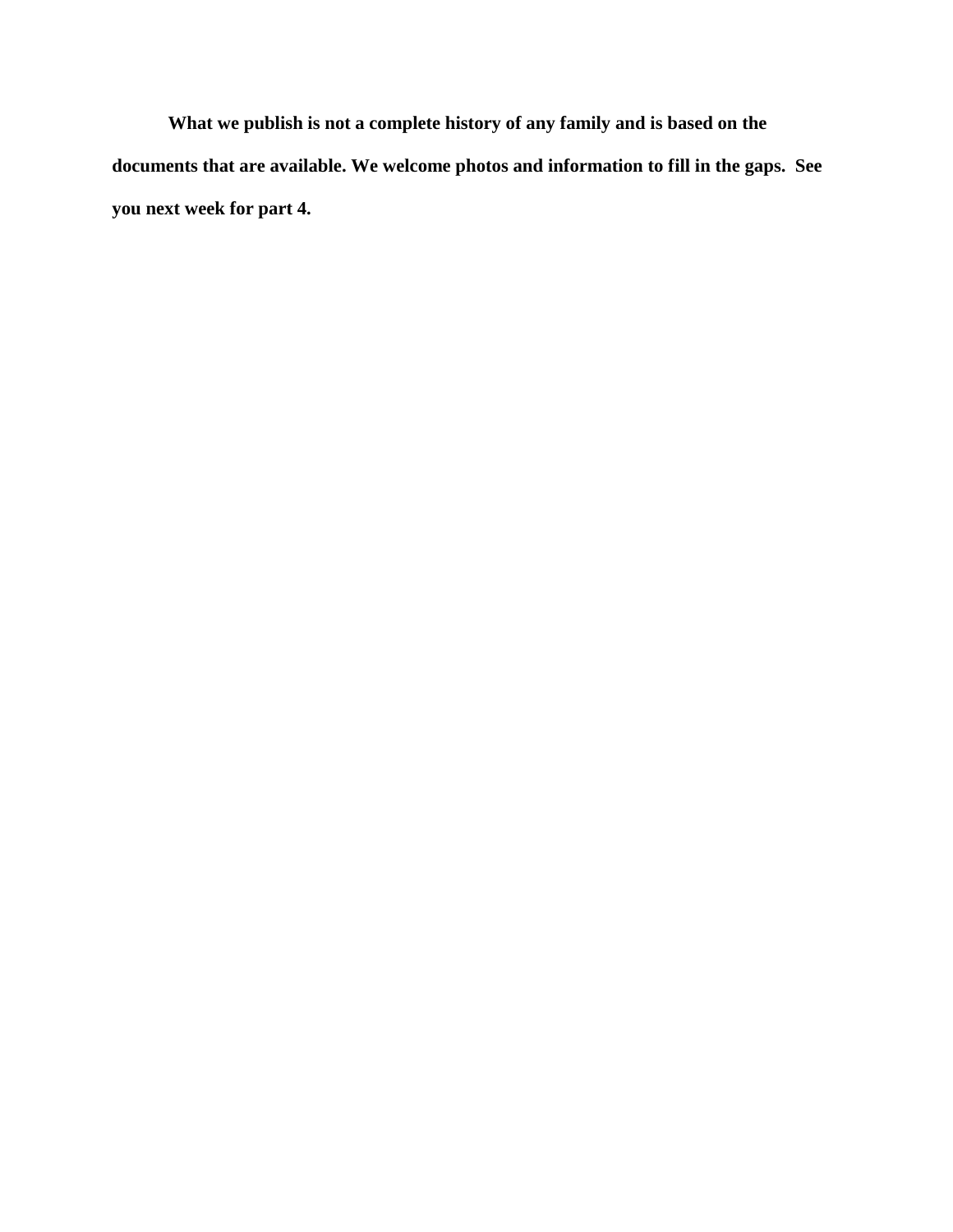**What we publish is not a complete history of any family and is based on the documents that are available. We welcome photos and information to fill in the gaps. See you next week for part 4.**